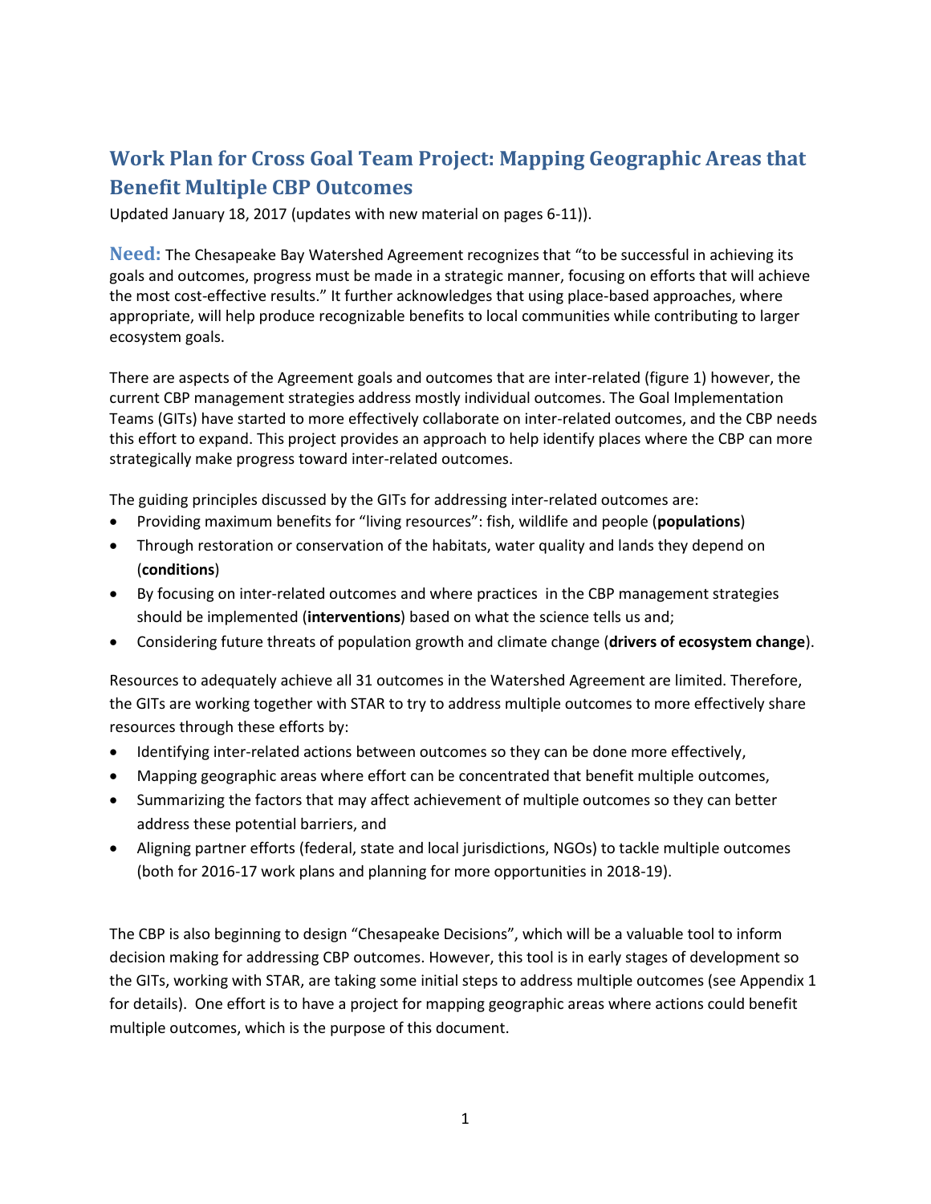# Work Plan for Cross Goal Team Project: Mapping Geographic Areas that Benefit Multiple CBP Outcomes

Updated January 18, 2017 (updates with new material on pages 6-11)).

**Need:** The Chesapeake Bay Watershed Agreement recognizes that "to be successful in achieving its goals and outcomes, progress must be made in a strategic manner, focusing on efforts that will achieve the most cost-effective results." It further acknowledges that using place-based approaches, where appropriate, will help produce recognizable benefits to local communities while contributing to larger ecosystem goals.

There are aspects of the Agreement goals and outcomes that are inter-related (figure 1) however, the current CBP management strategies address mostly individual outcomes. The Goal Implementation Teams (GITs) have started to more effectively collaborate on inter-related outcomes, and the CBP needs this effort to expand. This project provides an approach to help identify places where the CBP can more strategically make progress toward inter-related outcomes.

The guiding principles discussed by the GITs for addressing inter-related outcomes are:

- Providing maximum benefits for "living resources": fish, wildlife and people (**populations**)
- Through restoration or conservation of the habitats, water quality and lands they depend on (**conditions**)
- By focusing on inter-related outcomes and where practices in the CBP management strategies should be implemented (**interventions**) based on what the science tells us and;
- Considering future threats of population growth and climate change (**drivers of ecosystem change**).

Resources to adequately achieve all 31 outcomes in the Watershed Agreement are limited. Therefore, the GITs are working together with STAR to try to address multiple outcomes to more effectively share resources through these efforts by:

- Identifying inter-related actions between outcomes so they can be done more effectively,
- Mapping geographic areas where effort can be concentrated that benefit multiple outcomes,
- Summarizing the factors that may affect achievement of multiple outcomes so they can better address these potential barriers, and
- Aligning partner efforts (federal, state and local jurisdictions, NGOs) to tackle multiple outcomes (both for 2016-17 work plans and planning for more opportunities in 2018-19).

The CBP is also beginning to design "Chesapeake Decisions", which will be a valuable tool to inform decision making for addressing CBP outcomes. However, this tool is in early stages of development so the GITs, working with STAR, are taking some initial steps to address multiple outcomes (see Appendix 1 for details). One effort is to have a project for mapping geographic areas where actions could benefit multiple outcomes, which is the purpose of this document.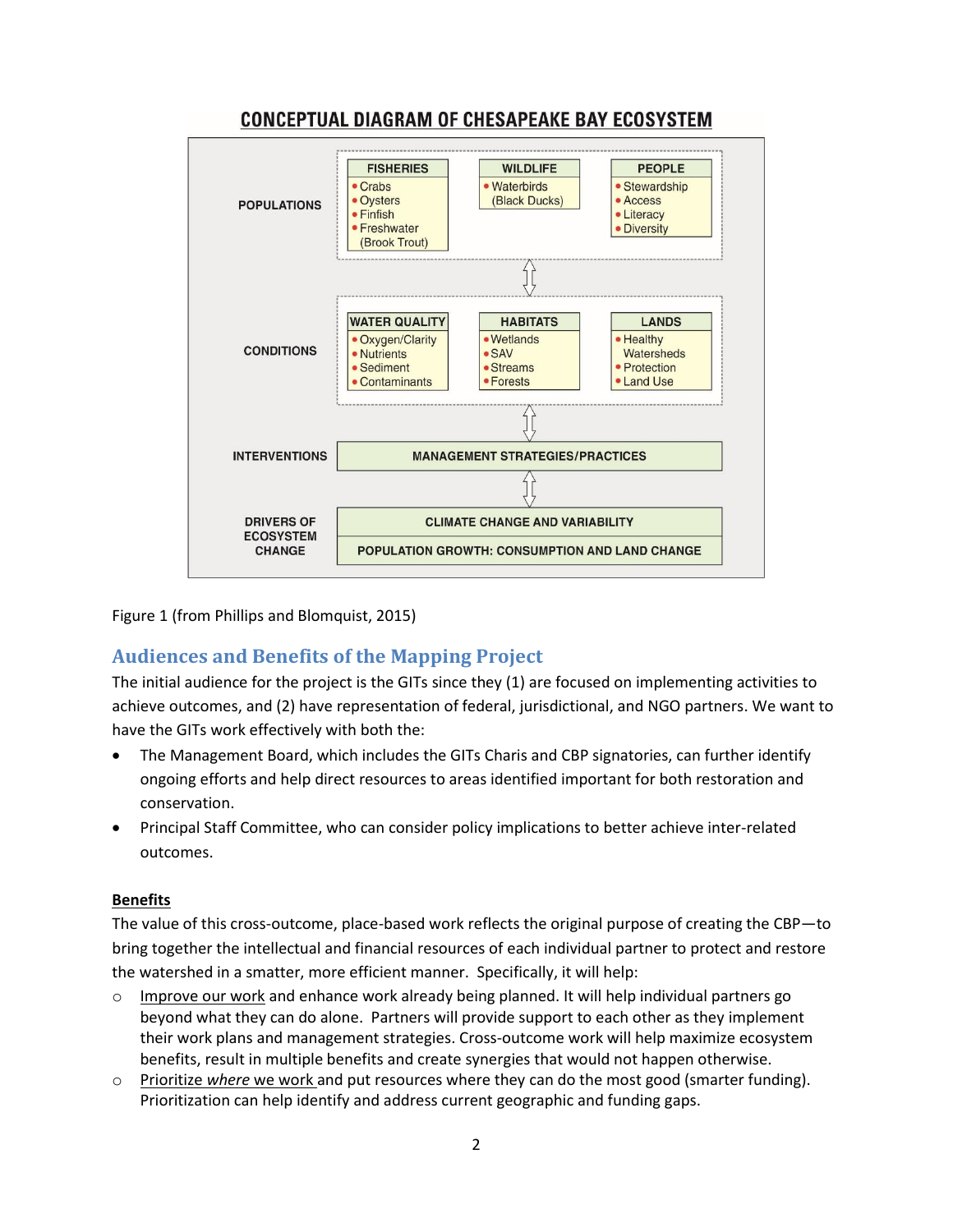## CONCEPTUAL DIAGRAM OF CHESAPEAKE BAY ECOSYSTEM

| | | | |
|---|---|---|---|
| **POPULATIONS** | **FISHERIES**<br>• Crabs<br>• Oysters<br>• Finfish<br>• Freshwater (Brook Trout) | **WILDLIFE**<br>• Waterbirds (Black Ducks) | **PEOPLE**<br>• Stewardship<br>• Access<br>• Literacy<br>• Diversity |
| **CONDITIONS** | **WATER QUALITY**<br>• Oxygen/Clarity<br>• Nutrients<br>• Sediment<br>• Contaminants | **HABITATS**<br>• Wetlands<br>• SAV<br>• Streams<br>• Forests | **LANDS**<br>• Healthy Watersheds<br>• Protection<br>• Land Use |
| **INTERVENTIONS** | MANAGEMENT STRATEGIES/PRACTICES | | |
| **DRIVERS OF ECOSYSTEM CHANGE** | CLIMATE CHANGE AND VARIABILITY<br>POPULATION GROWTH: CONSUMPTION AND LAND CHANGE | | |

Figure 1 (from Phillips and Blomquist, 2015)

## Audiences and Benefits of the Mapping Project

The initial audience for the project is the GITs since they (1) are focused on implementing activities to achieve outcomes, and (2) have representation of federal, jurisdictional, and NGO partners. We want to have the GITs work effectively with both the:

- The Management Board, which includes the GITs Charis and CBP signatories, can further identify ongoing efforts and help direct resources to areas identified important for both restoration and conservation.
- Principal Staff Committee, who can consider policy implications to better achieve inter-related outcomes.

**Benefits**

The value of this cross-outcome, place-based work reflects the original purpose of creating the CBP—to bring together the intellectual and financial resources of each individual partner to protect and restore the watershed in a smatter, more efficient manner. Specifically, it will help:

- Improve our work and enhance work already being planned. It will help individual partners go beyond what they can do alone. Partners will provide support to each other as they implement their work plans and management strategies. Cross-outcome work will help maximize ecosystem benefits, result in multiple benefits and create synergies that would not happen otherwise.
- Prioritize *where* we work and put resources where they can do the most good (smarter funding). Prioritization can help identify and address current geographic and funding gaps.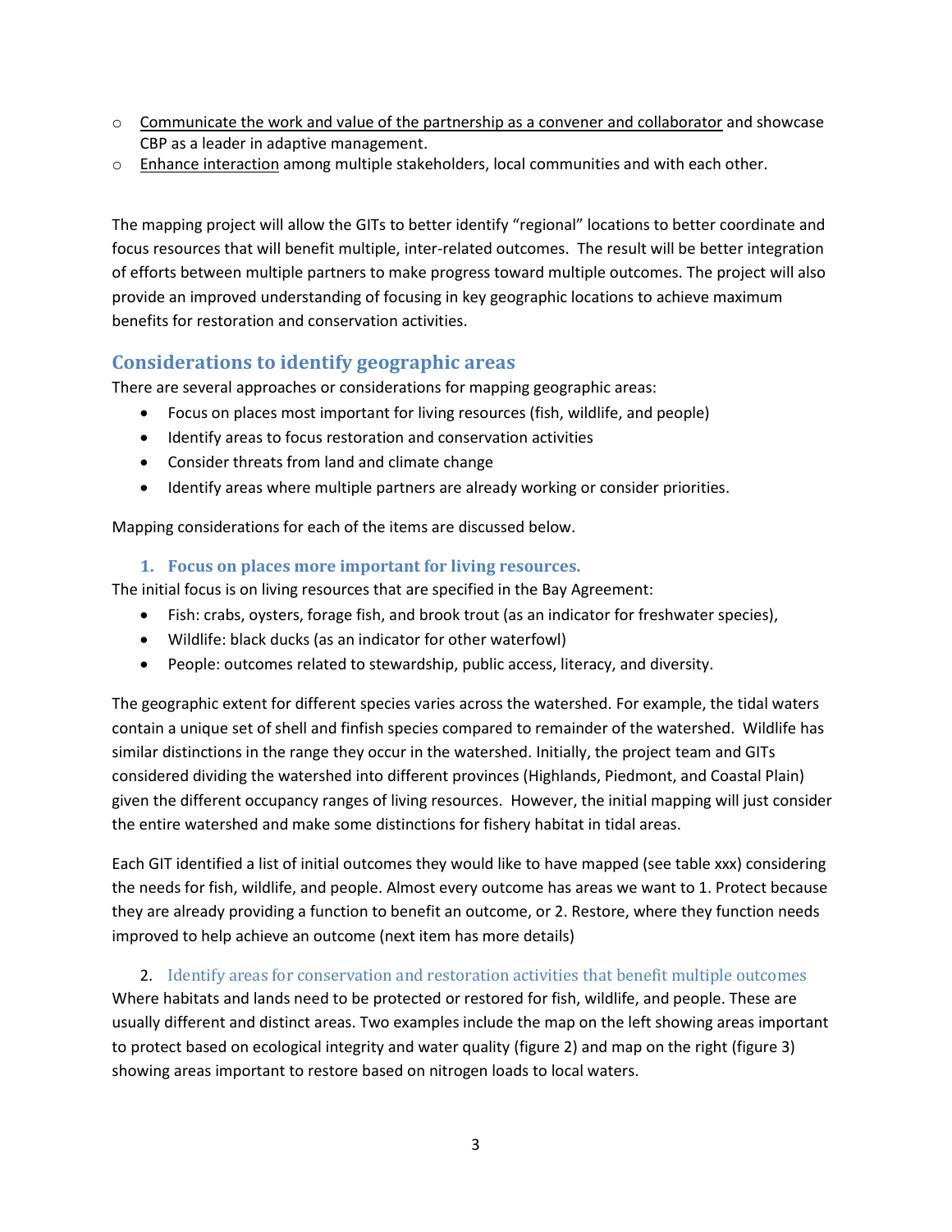- <u>Communicate the work and value of the partnership as a convener and collaborator</u> and showcase CBP as a leader in adaptive management.
- <u>Enhance interaction</u> among multiple stakeholders, local communities and with each other.

The mapping project will allow the GITs to better identify "regional" locations to better coordinate and focus resources that will benefit multiple, inter-related outcomes. The result will be better integration of efforts between multiple partners to make progress toward multiple outcomes. The project will also provide an improved understanding of focusing in key geographic locations to achieve maximum benefits for restoration and conservation activities.

## Considerations to identify geographic areas

There are several approaches or considerations for mapping geographic areas:

- Focus on places most important for living resources (fish, wildlife, and people)
- Identify areas to focus restoration and conservation activities
- Consider threats from land and climate change
- Identify areas where multiple partners are already working or consider priorities.

Mapping considerations for each of the items are discussed below.

### 1. Focus on places more important for living resources.

The initial focus is on living resources that are specified in the Bay Agreement:

- Fish: crabs, oysters, forage fish, and brook trout (as an indicator for freshwater species),
- Wildlife: black ducks (as an indicator for other waterfowl)
- People: outcomes related to stewardship, public access, literacy, and diversity.

The geographic extent for different species varies across the watershed. For example, the tidal waters contain a unique set of shell and finfish species compared to remainder of the watershed. Wildlife has similar distinctions in the range they occur in the watershed. Initially, the project team and GITs considered dividing the watershed into different provinces (Highlands, Piedmont, and Coastal Plain) given the different occupancy ranges of living resources. However, the initial mapping will just consider the entire watershed and make some distinctions for fishery habitat in tidal areas.

Each GIT identified a list of initial outcomes they would like to have mapped (see table xxx) considering the needs for fish, wildlife, and people. Almost every outcome has areas we want to 1. Protect because they are already providing a function to benefit an outcome, or 2. Restore, where they function needs improved to help achieve an outcome (next item has more details)

### 2. Identify areas for conservation and restoration activities that benefit multiple outcomes

Where habitats and lands need to be protected or restored for fish, wildlife, and people. These are usually different and distinct areas. Two examples include the map on the left showing areas important to protect based on ecological integrity and water quality (figure 2) and map on the right (figure 3) showing areas important to restore based on nitrogen loads to local waters.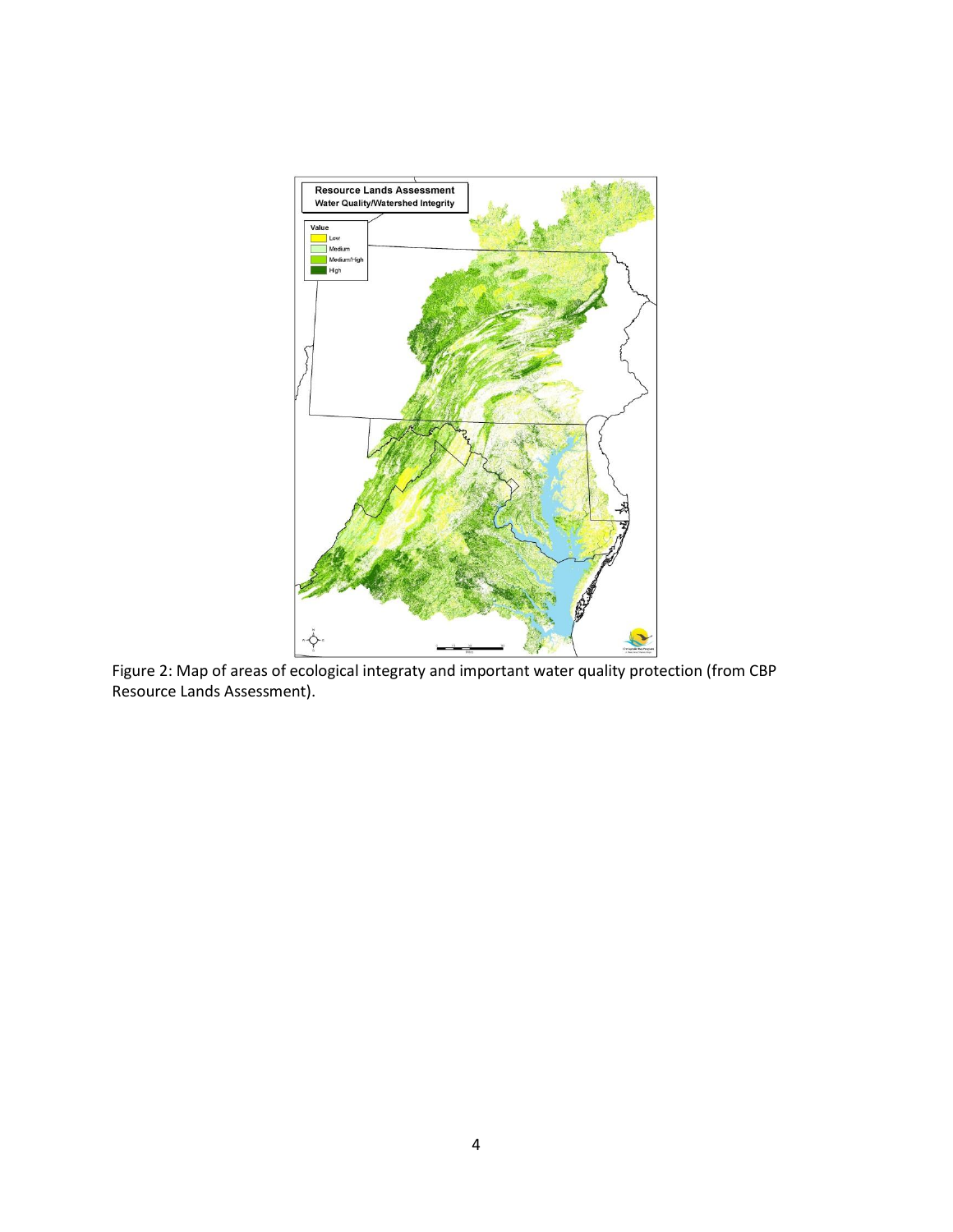Figure 2: Map of areas of ecological integraty and important water quality protection (from CBP Resource Lands Assessment).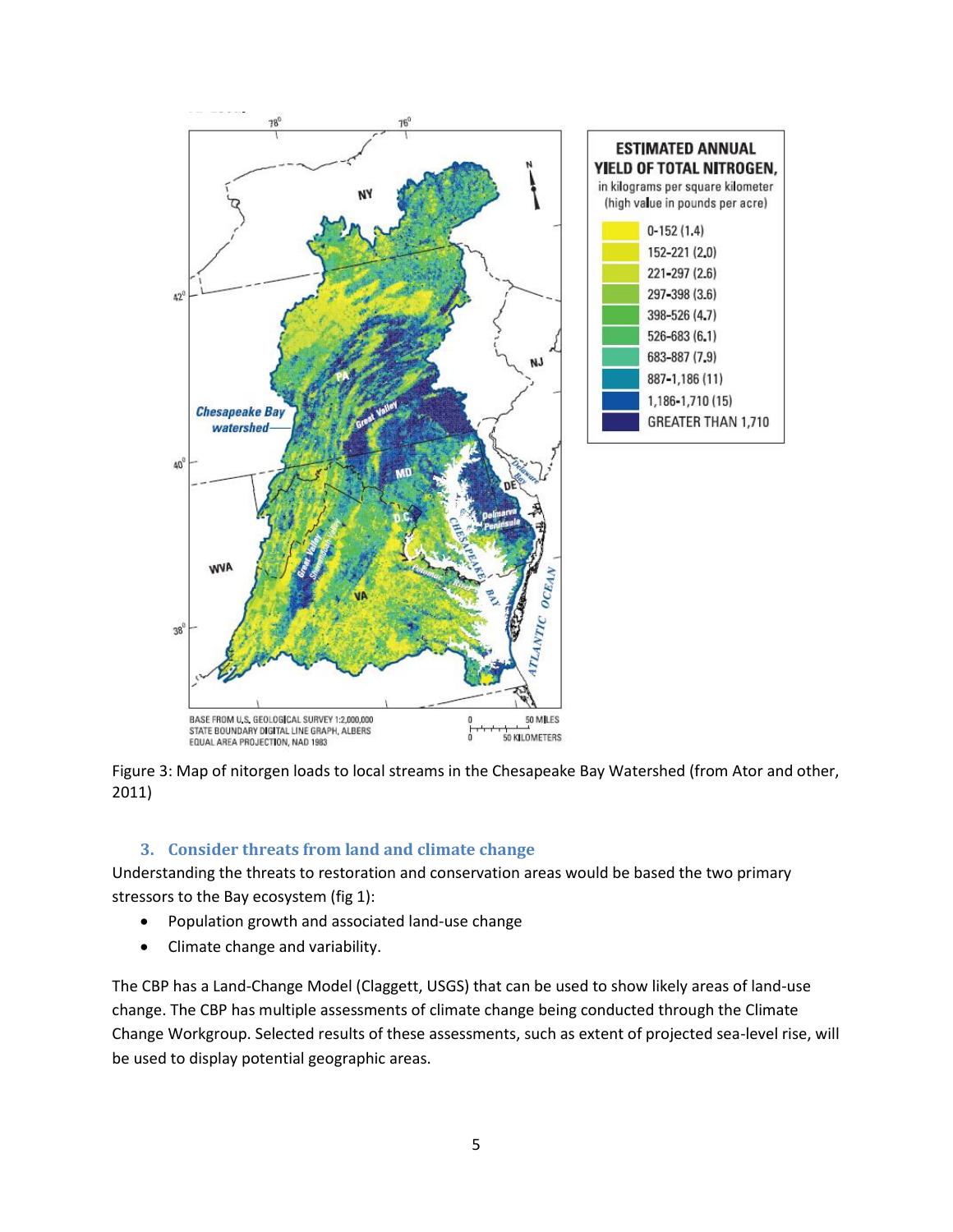Figure 3: Map of nitorgen loads to local streams in the Chesapeake Bay Watershed (from Ator and other, 2011)

### 3. Consider threats from land and climate change

Understanding the threats to restoration and conservation areas would be based the two primary stressors to the Bay ecosystem (fig 1):

- Population growth and associated land-use change
- Climate change and variability.

The CBP has a Land-Change Model (Claggett, USGS) that can be used to show likely areas of land-use change. The CBP has multiple assessments of climate change being conducted through the Climate Change Workgroup. Selected results of these assessments, such as extent of projected sea-level rise, will be used to display potential geographic areas.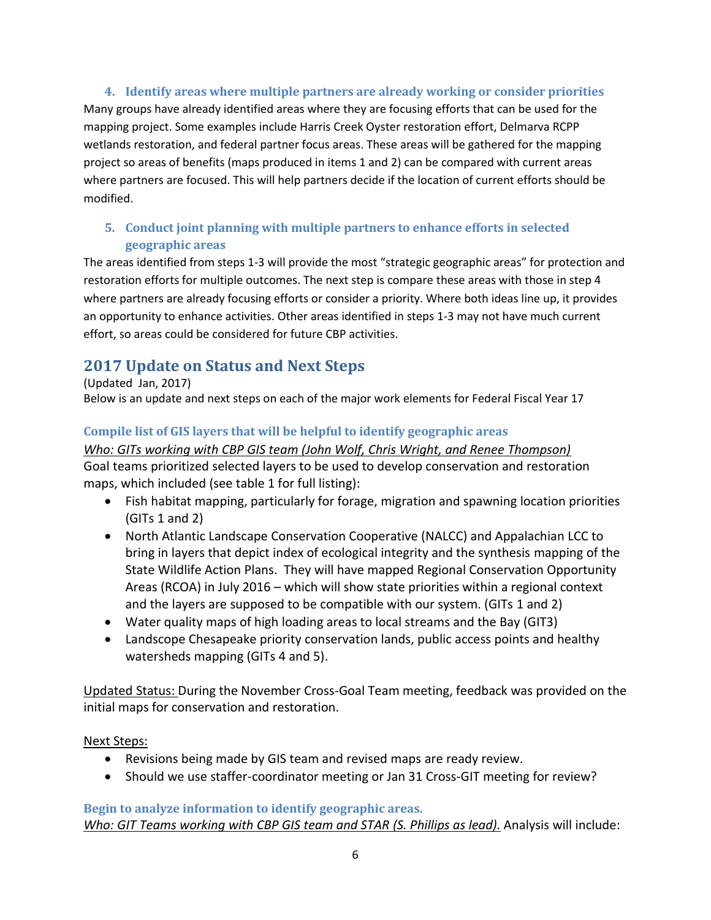### 4. Identify areas where multiple partners are already working or consider priorities

Many groups have already identified areas where they are focusing efforts that can be used for the mapping project. Some examples include Harris Creek Oyster restoration effort, Delmarva RCPP wetlands restoration, and federal partner focus areas. These areas will be gathered for the mapping project so areas of benefits (maps produced in items 1 and 2) can be compared with current areas where partners are focused. This will help partners decide if the location of current efforts should be modified.

### 5. Conduct joint planning with multiple partners to enhance efforts in selected geographic areas

The areas identified from steps 1-3 will provide the most "strategic geographic areas" for protection and restoration efforts for multiple outcomes. The next step is compare these areas with those in step 4 where partners are already focusing efforts or consider a priority. Where both ideas line up, it provides an opportunity to enhance activities. Other areas identified in steps 1-3 may not have much current effort, so areas could be considered for future CBP activities.

## 2017 Update on Status and Next Steps

(Updated Jan, 2017)
Below is an update and next steps on each of the major work elements for Federal Fiscal Year 17

### Compile list of GIS layers that will be helpful to identify geographic areas

*Who: GITs working with CBP GIS team (John Wolf, Chris Wright, and Renee Thompson)*
Goal teams prioritized selected layers to be used to develop conservation and restoration maps, which included (see table 1 for full listing):

- Fish habitat mapping, particularly for forage, migration and spawning location priorities (GITs 1 and 2)
- North Atlantic Landscape Conservation Cooperative (NALCC) and Appalachian LCC to bring in layers that depict index of ecological integrity and the synthesis mapping of the State Wildlife Action Plans. They will have mapped Regional Conservation Opportunity Areas (RCOA) in July 2016 – which will show state priorities within a regional context and the layers are supposed to be compatible with our system. (GITs 1 and 2)
- Water quality maps of high loading areas to local streams and the Bay (GIT3)
- Landscope Chesapeake priority conservation lands, public access points and healthy watersheds mapping (GITs 4 and 5).

Updated Status: During the November Cross-Goal Team meeting, feedback was provided on the initial maps for conservation and restoration.

Next Steps:

- Revisions being made by GIS team and revised maps are ready review.
- Should we use staffer-coordinator meeting or Jan 31 Cross-GIT meeting for review?

### Begin to analyze information to identify geographic areas.

*Who: GIT Teams working with CBP GIS team and STAR (S. Phillips as lead).* Analysis will include: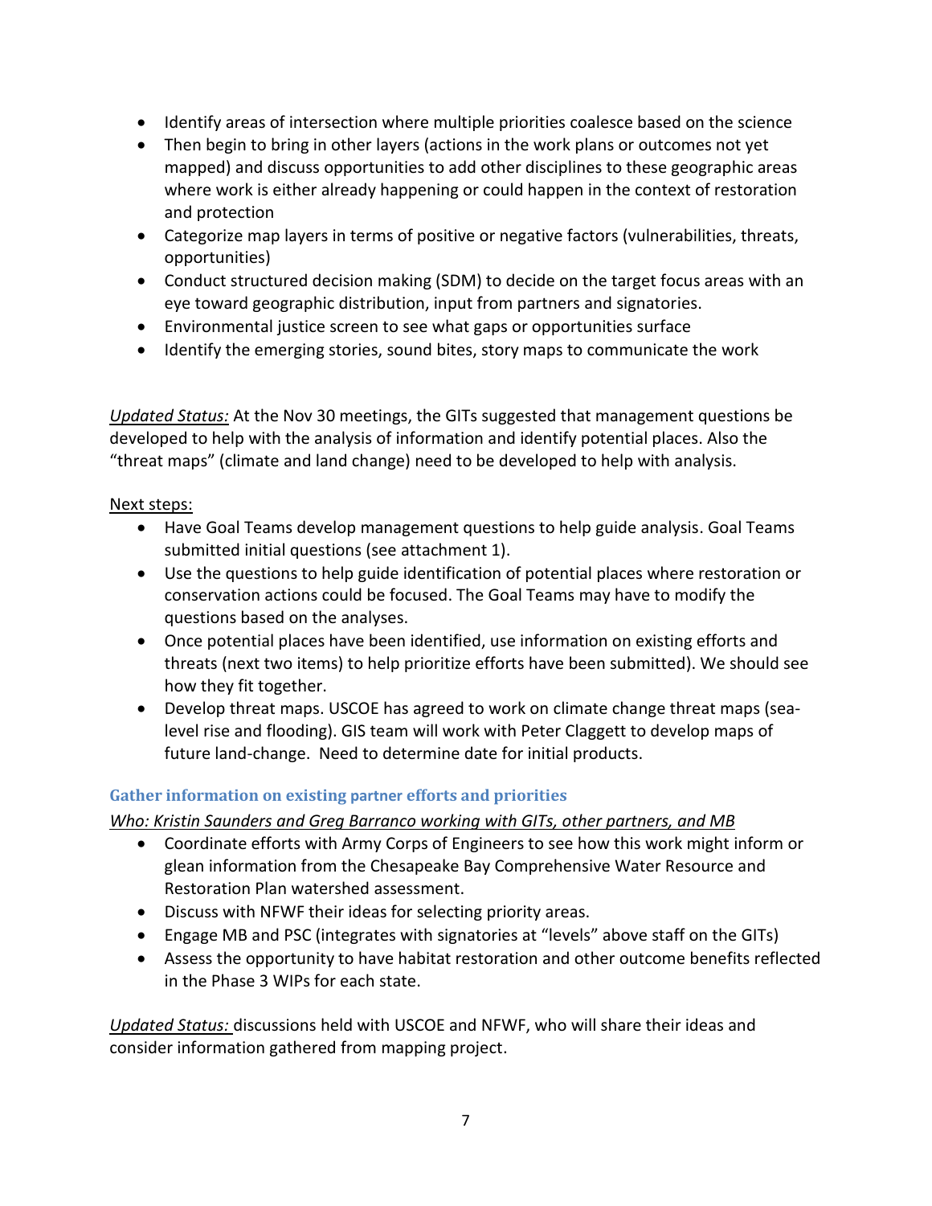- Identify areas of intersection where multiple priorities coalesce based on the science
- Then begin to bring in other layers (actions in the work plans or outcomes not yet mapped) and discuss opportunities to add other disciplines to these geographic areas where work is either already happening or could happen in the context of restoration and protection
- Categorize map layers in terms of positive or negative factors (vulnerabilities, threats, opportunities)
- Conduct structured decision making (SDM) to decide on the target focus areas with an eye toward geographic distribution, input from partners and signatories.
- Environmental justice screen to see what gaps or opportunities surface
- Identify the emerging stories, sound bites, story maps to communicate the work

*Updated Status:* At the Nov 30 meetings, the GITs suggested that management questions be developed to help with the analysis of information and identify potential places. Also the "threat maps" (climate and land change) need to be developed to help with analysis.

Next steps:

- Have Goal Teams develop management questions to help guide analysis. Goal Teams submitted initial questions (see attachment 1).
- Use the questions to help guide identification of potential places where restoration or conservation actions could be focused. The Goal Teams may have to modify the questions based on the analyses.
- Once potential places have been identified, use information on existing efforts and threats (next two items) to help prioritize efforts have been submitted). We should see how they fit together.
- Develop threat maps. USCOE has agreed to work on climate change threat maps (sea-level rise and flooding). GIS team will work with Peter Claggett to develop maps of future land-change. Need to determine date for initial products.

### Gather information on existing partner efforts and priorities

*Who: Kristin Saunders and Greg Barranco working with GITs, other partners, and MB*

- Coordinate efforts with Army Corps of Engineers to see how this work might inform or glean information from the Chesapeake Bay Comprehensive Water Resource and Restoration Plan watershed assessment.
- Discuss with NFWF their ideas for selecting priority areas.
- Engage MB and PSC (integrates with signatories at "levels" above staff on the GITs)
- Assess the opportunity to have habitat restoration and other outcome benefits reflected in the Phase 3 WIPs for each state.

*Updated Status:* discussions held with USCOE and NFWF, who will share their ideas and consider information gathered from mapping project.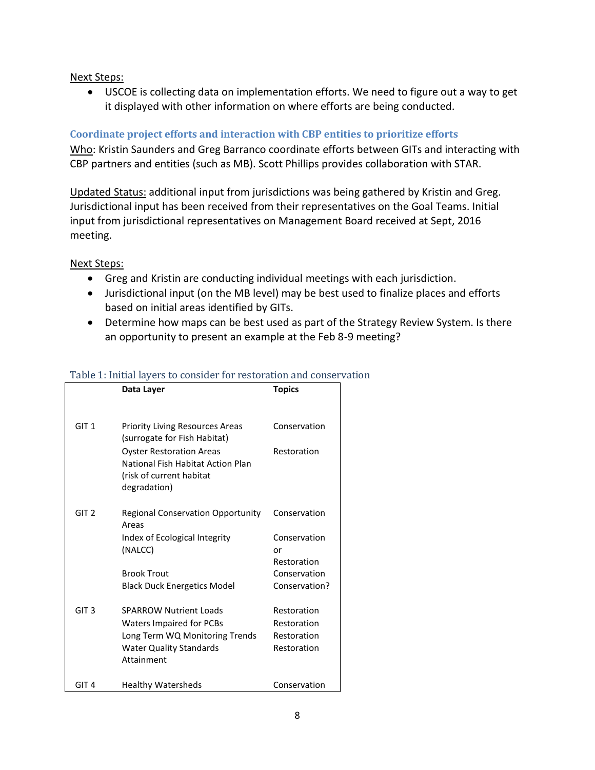Next Steps:

- USCOE is collecting data on implementation efforts. We need to figure out a way to get it displayed with other information on where efforts are being conducted.

### Coordinate project efforts and interaction with CBP entities to prioritize efforts

Who: Kristin Saunders and Greg Barranco coordinate efforts between GITs and interacting with CBP partners and entities (such as MB). Scott Phillips provides collaboration with STAR.

Updated Status: additional input from jurisdictions was being gathered by Kristin and Greg. Jurisdictional input has been received from their representatives on the Goal Teams. Initial input from jurisdictional representatives on Management Board received at Sept, 2016 meeting.

Next Steps:

- Greg and Kristin are conducting individual meetings with each jurisdiction.
- Jurisdictional input (on the MB level) may be best used to finalize places and efforts based on initial areas identified by GITs.
- Determine how maps can be best used as part of the Strategy Review System. Is there an opportunity to present an example at the Feb 8-9 meeting?

Table 1: Initial layers to consider for restoration and conservation

| | Data Layer | Topics |
|---|---|---|
| GIT 1 | Priority Living Resources Areas (surrogate for Fish Habitat) | Conservation |
| | Oyster Restoration Areas | Restoration |
| | National Fish Habitat Action Plan (risk of current habitat degradation) | |
| GIT 2 | Regional Conservation Opportunity Areas | Conservation |
| | Index of Ecological Integrity (NALCC) | Conservation or Restoration |
| | Brook Trout | Conservation |
| | Black Duck Energetics Model | Conservation? |
| GIT 3 | SPARROW Nutrient Loads | Restoration |
| | Waters Impaired for PCBs | Restoration |
| | Long Term WQ Monitoring Trends | Restoration |
| | Water Quality Standards Attainment | Restoration |
| GIT 4 | Healthy Watersheds | Conservation |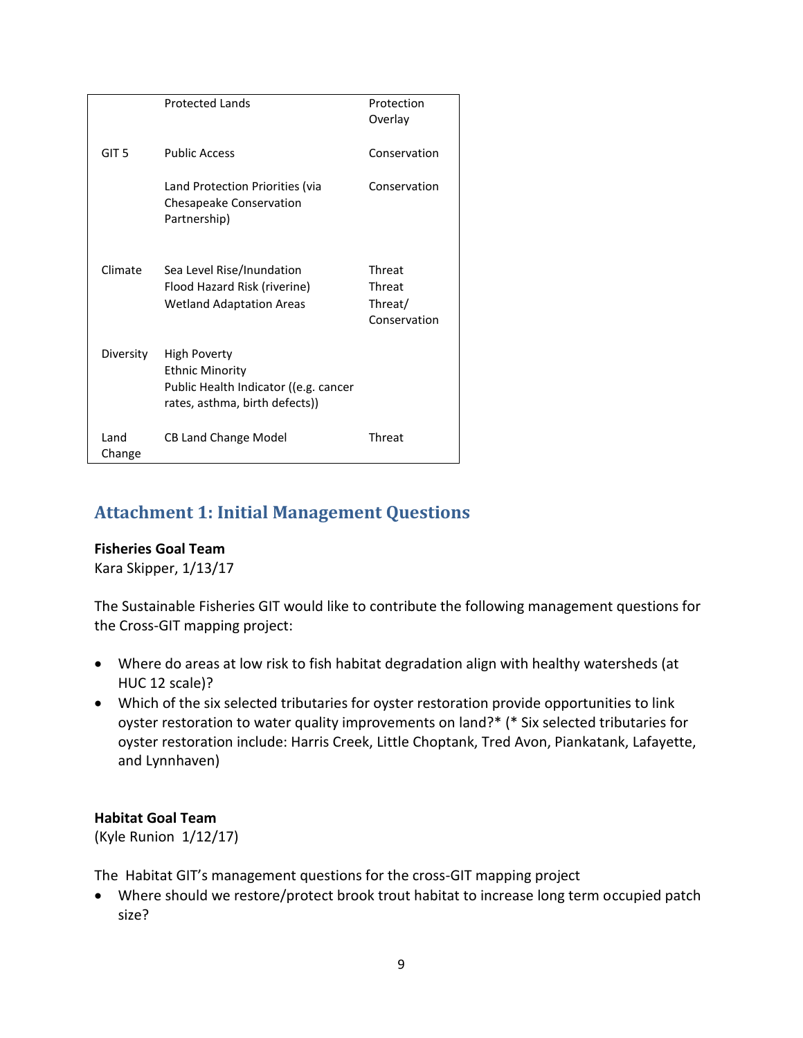| | | |
|---|---|---|
| | Protected Lands | Protection Overlay |
| GIT 5 | Public Access | Conservation |
| | Land Protection Priorities (via Chesapeake Conservation Partnership) | Conservation |
| Climate | Sea Level Rise/Inundation<br>Flood Hazard Risk (riverine)<br>Wetland Adaptation Areas | Threat<br>Threat<br>Threat/ Conservation |
| Diversity | High Poverty<br>Ethnic Minority<br>Public Health Indicator ((e.g. cancer rates, asthma, birth defects)) | |
| Land Change | CB Land Change Model | Threat |

## Attachment 1: Initial Management Questions

**Fisheries Goal Team**
Kara Skipper, 1/13/17

The Sustainable Fisheries GIT would like to contribute the following management questions for the Cross-GIT mapping project:

- Where do areas at low risk to fish habitat degradation align with healthy watersheds (at HUC 12 scale)?
- Which of the six selected tributaries for oyster restoration provide opportunities to link oyster restoration to water quality improvements on land?* (* Six selected tributaries for oyster restoration include: Harris Creek, Little Choptank, Tred Avon, Piankatank, Lafayette, and Lynnhaven)

**Habitat Goal Team**
(Kyle Runion 1/12/17)

The Habitat GIT's management questions for the cross-GIT mapping project

- Where should we restore/protect brook trout habitat to increase long term occupied patch size?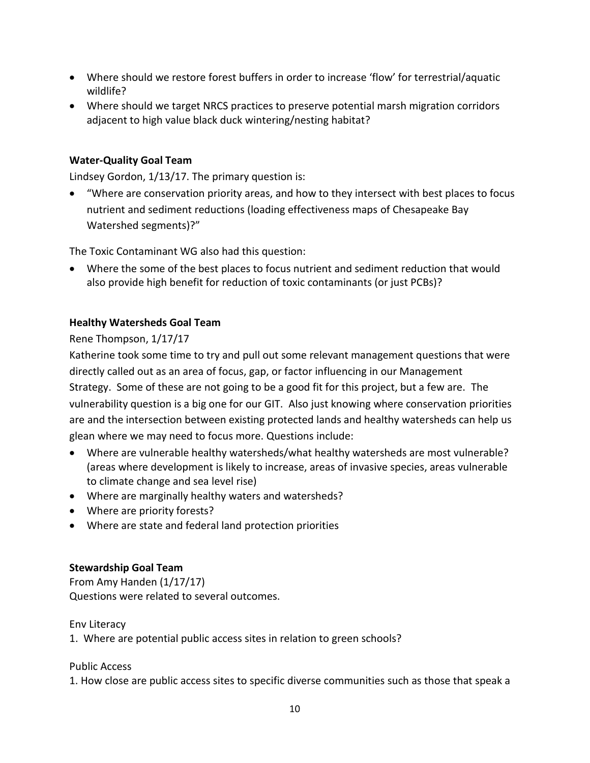- Where should we restore forest buffers in order to increase 'flow' for terrestrial/aquatic wildlife?
- Where should we target NRCS practices to preserve potential marsh migration corridors adjacent to high value black duck wintering/nesting habitat?

**Water-Quality Goal Team**

Lindsey Gordon, 1/13/17. The primary question is:

- "Where are conservation priority areas, and how to they intersect with best places to focus nutrient and sediment reductions (loading effectiveness maps of Chesapeake Bay Watershed segments)?"

The Toxic Contaminant WG also had this question:

- Where the some of the best places to focus nutrient and sediment reduction that would also provide high benefit for reduction of toxic contaminants (or just PCBs)?

**Healthy Watersheds Goal Team**

Rene Thompson, 1/17/17

Katherine took some time to try and pull out some relevant management questions that were directly called out as an area of focus, gap, or factor influencing in our Management Strategy. Some of these are not going to be a good fit for this project, but a few are. The vulnerability question is a big one for our GIT. Also just knowing where conservation priorities are and the intersection between existing protected lands and healthy watersheds can help us glean where we may need to focus more. Questions include:

- Where are vulnerable healthy watersheds/what healthy watersheds are most vulnerable? (areas where development is likely to increase, areas of invasive species, areas vulnerable to climate change and sea level rise)
- Where are marginally healthy waters and watersheds?
- Where are priority forests?
- Where are state and federal land protection priorities

**Stewardship Goal Team**

From Amy Handen (1/17/17)

Questions were related to several outcomes.

Env Literacy

1. Where are potential public access sites in relation to green schools?

Public Access

1. How close are public access sites to specific diverse communities such as those that speak a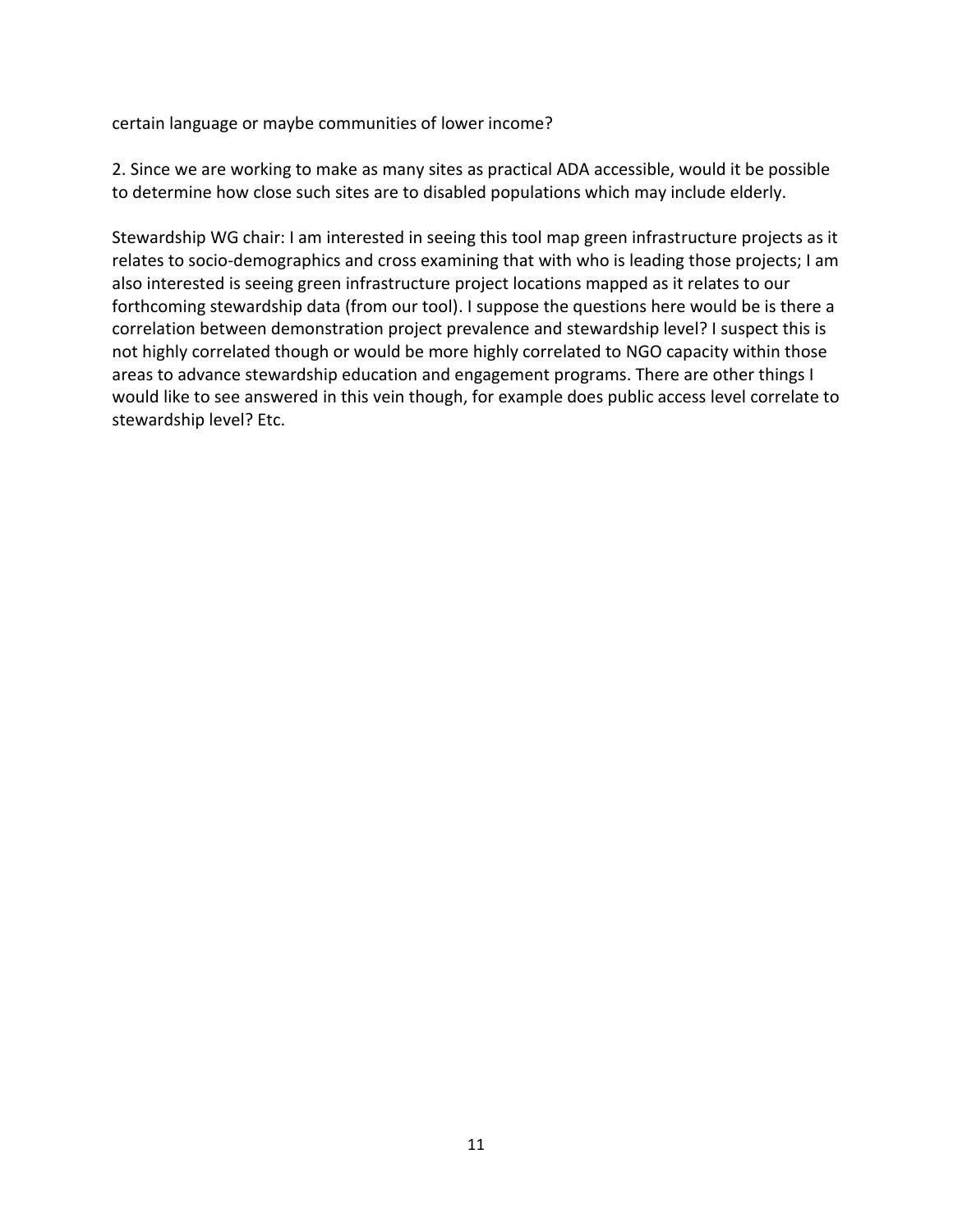certain language or maybe communities of lower income?

2. Since we are working to make as many sites as practical ADA accessible, would it be possible to determine how close such sites are to disabled populations which may include elderly.

Stewardship WG chair: I am interested in seeing this tool map green infrastructure projects as it relates to socio-demographics and cross examining that with who is leading those projects; I am also interested is seeing green infrastructure project locations mapped as it relates to our forthcoming stewardship data (from our tool). I suppose the questions here would be is there a correlation between demonstration project prevalence and stewardship level? I suspect this is not highly correlated though or would be more highly correlated to NGO capacity within those areas to advance stewardship education and engagement programs. There are other things I would like to see answered in this vein though, for example does public access level correlate to stewardship level? Etc.